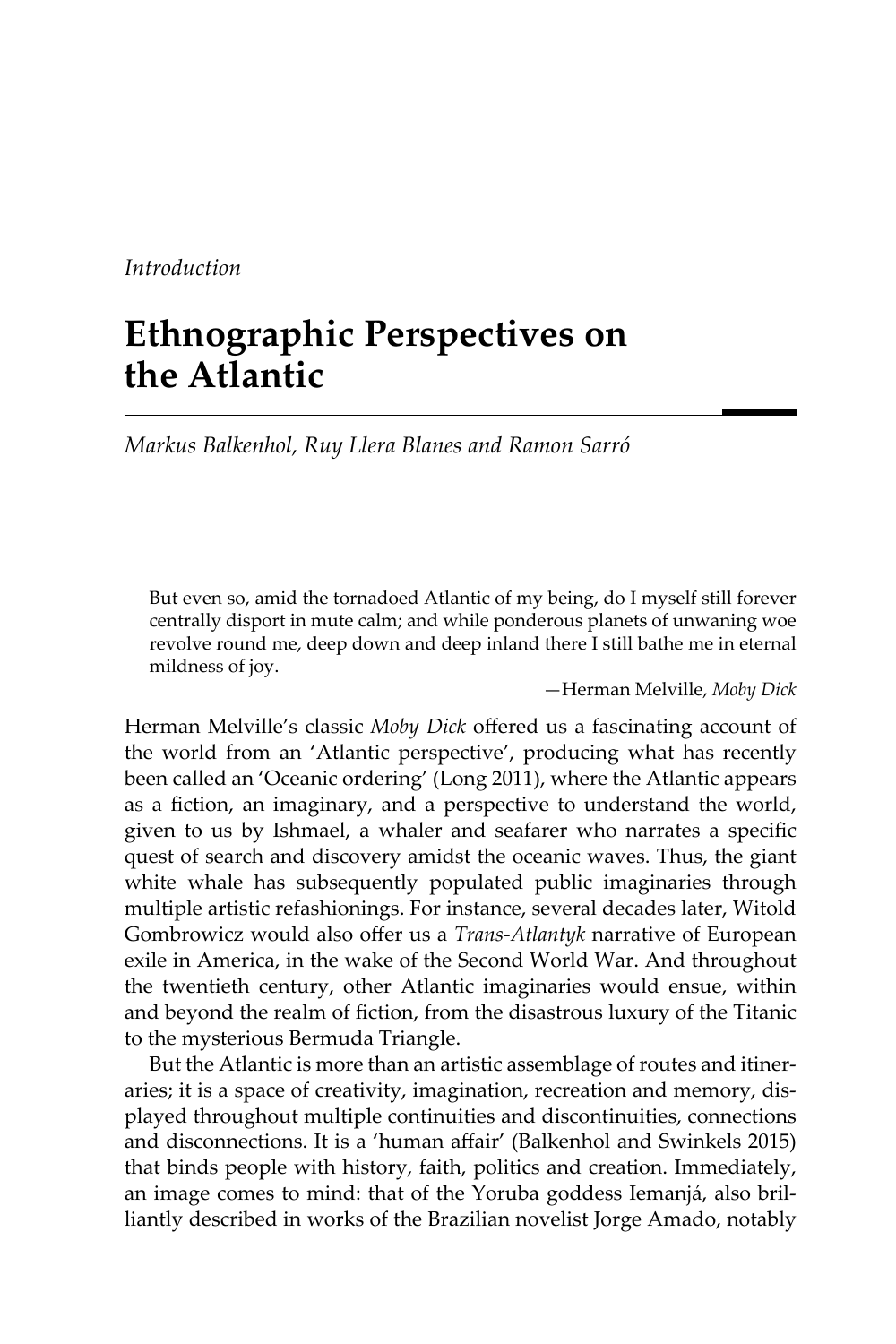*Introduction*

# Ethnographic Perspectives on the Atlantic

*Markus Balkenhol, Ruy Llera Blanes and Ramon Sarró*

> But even so, amid the tornadoed Atlantic of my being, do I myself still forever centrally disport in mute calm; and while ponderous planets of unwaning woe revolve round me, deep down and deep inland there I still bathe me in eternal mildness of joy.
>
> —Herman Melville, *Moby Dick*

Herman Melville's classic *Moby Dick* offered us a fascinating account of the world from an 'Atlantic perspective', producing what has recently been called an 'Oceanic ordering' (Long 2011), where the Atlantic appears as a fiction, an imaginary, and a perspective to understand the world, given to us by Ishmael, a whaler and seafarer who narrates a specific quest of search and discovery amidst the oceanic waves. Thus, the giant white whale has subsequently populated public imaginaries through multiple artistic refashionings. For instance, several decades later, Witold Gombrowicz would also offer us a *Trans-Atlantyk* narrative of European exile in America, in the wake of the Second World War. And throughout the twentieth century, other Atlantic imaginaries would ensue, within and beyond the realm of fiction, from the disastrous luxury of the Titanic to the mysterious Bermuda Triangle.

But the Atlantic is more than an artistic assemblage of routes and itineraries; it is a space of creativity, imagination, recreation and memory, displayed throughout multiple continuities and discontinuities, connections and disconnections. It is a 'human affair' (Balkenhol and Swinkels 2015) that binds people with history, faith, politics and creation. Immediately, an image comes to mind: that of the Yoruba goddess Iemanjá, also brilliantly described in works of the Brazilian novelist Jorge Amado, notably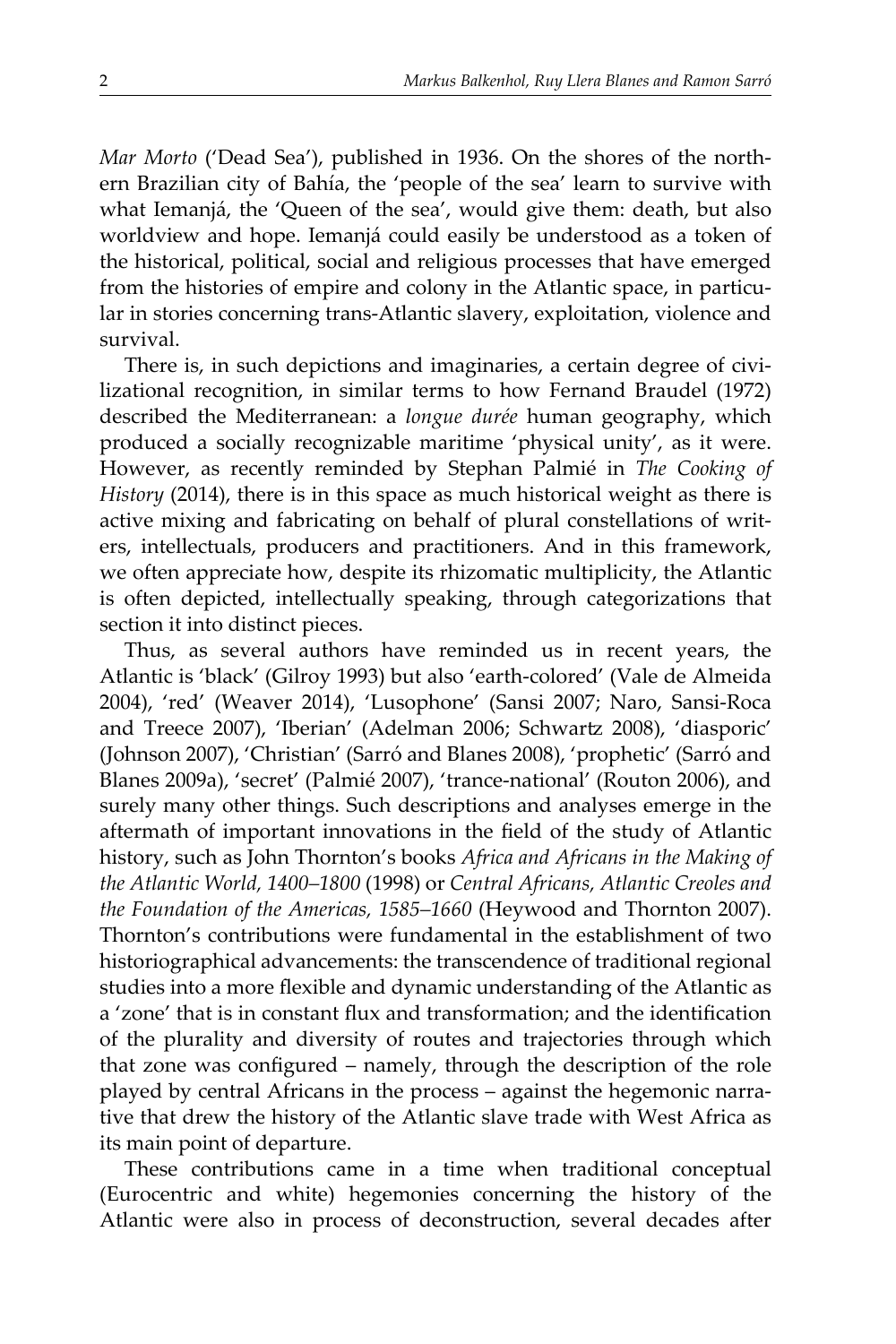*Mar Morto* ('Dead Sea'), published in 1936. On the shores of the northern Brazilian city of Bahía, the 'people of the sea' learn to survive with what Iemanjá, the 'Queen of the sea', would give them: death, but also worldview and hope. Iemanjá could easily be understood as a token of the historical, political, social and religious processes that have emerged from the histories of empire and colony in the Atlantic space, in particular in stories concerning trans-Atlantic slavery, exploitation, violence and survival.

There is, in such depictions and imaginaries, a certain degree of civilizational recognition, in similar terms to how Fernand Braudel (1972) described the Mediterranean: a *longue durée* human geography, which produced a socially recognizable maritime 'physical unity', as it were. However, as recently reminded by Stephan Palmié in *The Cooking of History* (2014), there is in this space as much historical weight as there is active mixing and fabricating on behalf of plural constellations of writers, intellectuals, producers and practitioners. And in this framework, we often appreciate how, despite its rhizomatic multiplicity, the Atlantic is often depicted, intellectually speaking, through categorizations that section it into distinct pieces.

Thus, as several authors have reminded us in recent years, the Atlantic is 'black' (Gilroy 1993) but also 'earth-colored' (Vale de Almeida 2004), 'red' (Weaver 2014), 'Lusophone' (Sansi 2007; Naro, Sansi-Roca and Treece 2007), 'Iberian' (Adelman 2006; Schwartz 2008), 'diasporic' (Johnson 2007), 'Christian' (Sarró and Blanes 2008), 'prophetic' (Sarró and Blanes 2009a), 'secret' (Palmié 2007), 'trance-national' (Routon 2006), and surely many other things. Such descriptions and analyses emerge in the aftermath of important innovations in the field of the study of Atlantic history, such as John Thornton's books *Africa and Africans in the Making of the Atlantic World, 1400–1800* (1998) or *Central Africans, Atlantic Creoles and the Foundation of the Americas, 1585–1660* (Heywood and Thornton 2007). Thornton's contributions were fundamental in the establishment of two historiographical advancements: the transcendence of traditional regional studies into a more flexible and dynamic understanding of the Atlantic as a 'zone' that is in constant flux and transformation; and the identification of the plurality and diversity of routes and trajectories through which that zone was configured – namely, through the description of the role played by central Africans in the process – against the hegemonic narrative that drew the history of the Atlantic slave trade with West Africa as its main point of departure.

These contributions came in a time when traditional conceptual (Eurocentric and white) hegemonies concerning the history of the Atlantic were also in process of deconstruction, several decades after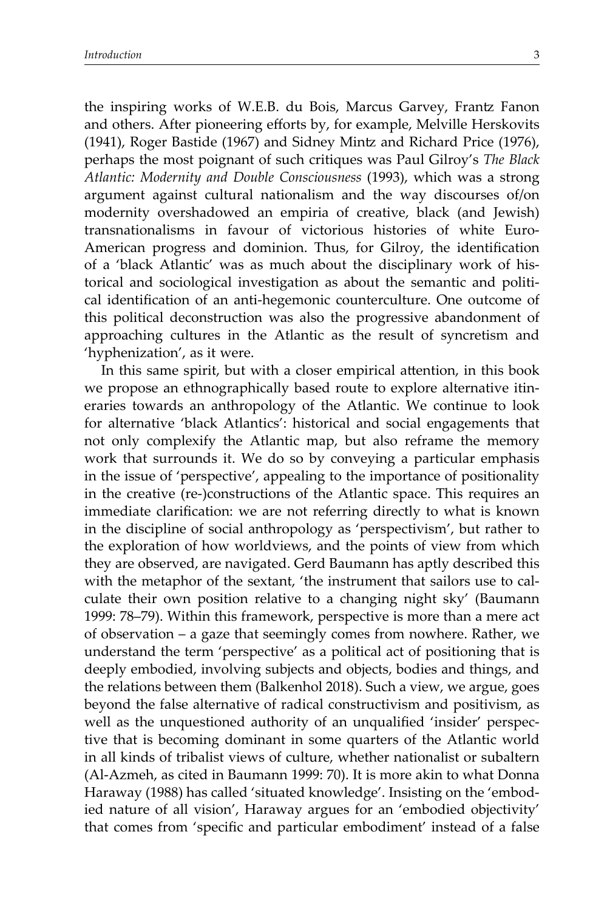the inspiring works of W.E.B. du Bois, Marcus Garvey, Frantz Fanon and others. After pioneering efforts by, for example, Melville Herskovits (1941), Roger Bastide (1967) and Sidney Mintz and Richard Price (1976), perhaps the most poignant of such critiques was Paul Gilroy's *The Black Atlantic: Modernity and Double Consciousness* (1993), which was a strong argument against cultural nationalism and the way discourses of/on modernity overshadowed an empiria of creative, black (and Jewish) transnationalisms in favour of victorious histories of white Euro-American progress and dominion. Thus, for Gilroy, the identification of a 'black Atlantic' was as much about the disciplinary work of historical and sociological investigation as about the semantic and political identification of an anti-hegemonic counterculture. One outcome of this political deconstruction was also the progressive abandonment of approaching cultures in the Atlantic as the result of syncretism and 'hyphenization', as it were.

In this same spirit, but with a closer empirical attention, in this book we propose an ethnographically based route to explore alternative itineraries towards an anthropology of the Atlantic. We continue to look for alternative 'black Atlantics': historical and social engagements that not only complexify the Atlantic map, but also reframe the memory work that surrounds it. We do so by conveying a particular emphasis in the issue of 'perspective', appealing to the importance of positionality in the creative (re-)constructions of the Atlantic space. This requires an immediate clarification: we are not referring directly to what is known in the discipline of social anthropology as 'perspectivism', but rather to the exploration of how worldviews, and the points of view from which they are observed, are navigated. Gerd Baumann has aptly described this with the metaphor of the sextant, 'the instrument that sailors use to calculate their own position relative to a changing night sky' (Baumann 1999: 78–79). Within this framework, perspective is more than a mere act of observation – a gaze that seemingly comes from nowhere. Rather, we understand the term 'perspective' as a political act of positioning that is deeply embodied, involving subjects and objects, bodies and things, and the relations between them (Balkenhol 2018). Such a view, we argue, goes beyond the false alternative of radical constructivism and positivism, as well as the unquestioned authority of an unqualified 'insider' perspective that is becoming dominant in some quarters of the Atlantic world in all kinds of tribalist views of culture, whether nationalist or subaltern (Al-Azmeh, as cited in Baumann 1999: 70). It is more akin to what Donna Haraway (1988) has called 'situated knowledge'. Insisting on the 'embodied nature of all vision', Haraway argues for an 'embodied objectivity' that comes from 'specific and particular embodiment' instead of a false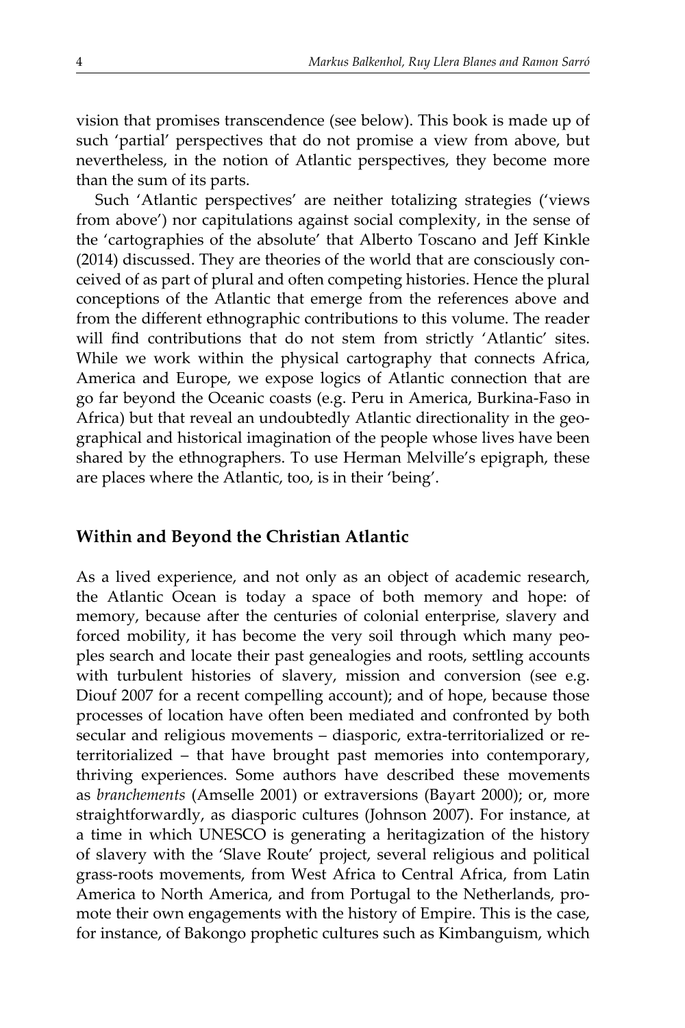vision that promises transcendence (see below). This book is made up of such 'partial' perspectives that do not promise a view from above, but nevertheless, in the notion of Atlantic perspectives, they become more than the sum of its parts.

Such 'Atlantic perspectives' are neither totalizing strategies ('views from above') nor capitulations against social complexity, in the sense of the 'cartographies of the absolute' that Alberto Toscano and Jeff Kinkle (2014) discussed. They are theories of the world that are consciously conceived of as part of plural and often competing histories. Hence the plural conceptions of the Atlantic that emerge from the references above and from the different ethnographic contributions to this volume. The reader will find contributions that do not stem from strictly 'Atlantic' sites. While we work within the physical cartography that connects Africa, America and Europe, we expose logics of Atlantic connection that are go far beyond the Oceanic coasts (e.g. Peru in America, Burkina-Faso in Africa) but that reveal an undoubtedly Atlantic directionality in the geographical and historical imagination of the people whose lives have been shared by the ethnographers. To use Herman Melville's epigraph, these are places where the Atlantic, too, is in their 'being'.

## Within and Beyond the Christian Atlantic

As a lived experience, and not only as an object of academic research, the Atlantic Ocean is today a space of both memory and hope: of memory, because after the centuries of colonial enterprise, slavery and forced mobility, it has become the very soil through which many peoples search and locate their past genealogies and roots, settling accounts with turbulent histories of slavery, mission and conversion (see e.g. Diouf 2007 for a recent compelling account); and of hope, because those processes of location have often been mediated and confronted by both secular and religious movements – diasporic, extra-territorialized or re-territorialized – that have brought past memories into contemporary, thriving experiences. Some authors have described these movements as *branchements* (Amselle 2001) or extraversions (Bayart 2000); or, more straightforwardly, as diasporic cultures (Johnson 2007). For instance, at a time in which UNESCO is generating a heritagization of the history of slavery with the 'Slave Route' project, several religious and political grass-roots movements, from West Africa to Central Africa, from Latin America to North America, and from Portugal to the Netherlands, promote their own engagements with the history of Empire. This is the case, for instance, of Bakongo prophetic cultures such as Kimbanguism, which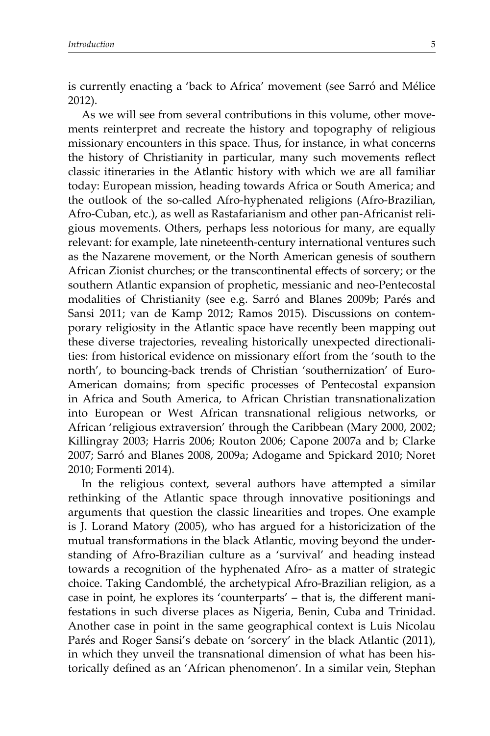is currently enacting a 'back to Africa' movement (see Sarró and Mélice 2012).

As we will see from several contributions in this volume, other movements reinterpret and recreate the history and topography of religious missionary encounters in this space. Thus, for instance, in what concerns the history of Christianity in particular, many such movements reflect classic itineraries in the Atlantic history with which we are all familiar today: European mission, heading towards Africa or South America; and the outlook of the so-called Afro-hyphenated religions (Afro-Brazilian, Afro-Cuban, etc.), as well as Rastafarianism and other pan-Africanist religious movements. Others, perhaps less notorious for many, are equally relevant: for example, late nineteenth-century international ventures such as the Nazarene movement, or the North American genesis of southern African Zionist churches; or the transcontinental effects of sorcery; or the southern Atlantic expansion of prophetic, messianic and neo-Pentecostal modalities of Christianity (see e.g. Sarró and Blanes 2009b; Parés and Sansi 2011; van de Kamp 2012; Ramos 2015). Discussions on contemporary religiosity in the Atlantic space have recently been mapping out these diverse trajectories, revealing historically unexpected directionalities: from historical evidence on missionary effort from the 'south to the north', to bouncing-back trends of Christian 'southernization' of Euro-American domains; from specific processes of Pentecostal expansion in Africa and South America, to African Christian transnationalization into European or West African transnational religious networks, or African 'religious extraversion' through the Caribbean (Mary 2000, 2002; Killingray 2003; Harris 2006; Routon 2006; Capone 2007a and b; Clarke 2007; Sarró and Blanes 2008, 2009a; Adogame and Spickard 2010; Noret 2010; Formenti 2014).

In the religious context, several authors have attempted a similar rethinking of the Atlantic space through innovative positionings and arguments that question the classic linearities and tropes. One example is J. Lorand Matory (2005), who has argued for a historicization of the mutual transformations in the black Atlantic, moving beyond the understanding of Afro-Brazilian culture as a 'survival' and heading instead towards a recognition of the hyphenated Afro- as a matter of strategic choice. Taking Candomblé, the archetypical Afro-Brazilian religion, as a case in point, he explores its 'counterparts' – that is, the different manifestations in such diverse places as Nigeria, Benin, Cuba and Trinidad. Another case in point in the same geographical context is Luis Nicolau Parés and Roger Sansi's debate on 'sorcery' in the black Atlantic (2011), in which they unveil the transnational dimension of what has been historically defined as an 'African phenomenon'. In a similar vein, Stephan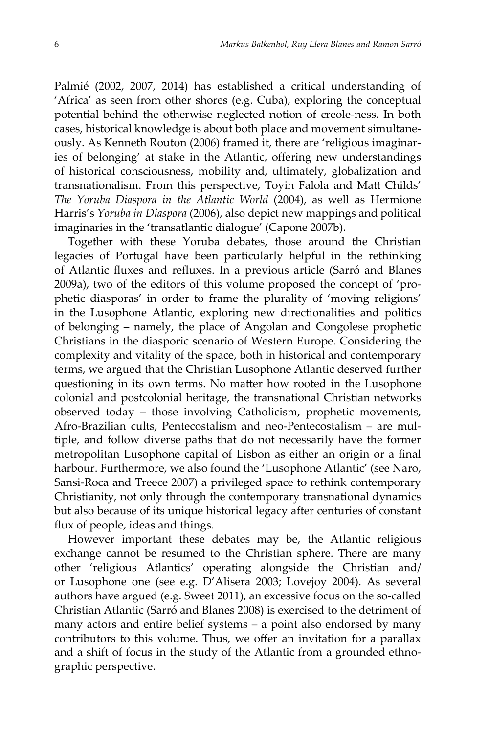Palmié (2002, 2007, 2014) has established a critical understanding of 'Africa' as seen from other shores (e.g. Cuba), exploring the conceptual potential behind the otherwise neglected notion of creole-ness. In both cases, historical knowledge is about both place and movement simultaneously. As Kenneth Routon (2006) framed it, there are 'religious imaginaries of belonging' at stake in the Atlantic, offering new understandings of historical consciousness, mobility and, ultimately, globalization and transnationalism. From this perspective, Toyin Falola and Matt Childs' *The Yoruba Diaspora in the Atlantic World* (2004), as well as Hermione Harris's *Yoruba in Diaspora* (2006), also depict new mappings and political imaginaries in the 'transatlantic dialogue' (Capone 2007b).

Together with these Yoruba debates, those around the Christian legacies of Portugal have been particularly helpful in the rethinking of Atlantic fluxes and refluxes. In a previous article (Sarró and Blanes 2009a), two of the editors of this volume proposed the concept of 'prophetic diasporas' in order to frame the plurality of 'moving religions' in the Lusophone Atlantic, exploring new directionalities and politics of belonging – namely, the place of Angolan and Congolese prophetic Christians in the diasporic scenario of Western Europe. Considering the complexity and vitality of the space, both in historical and contemporary terms, we argued that the Christian Lusophone Atlantic deserved further questioning in its own terms. No matter how rooted in the Lusophone colonial and postcolonial heritage, the transnational Christian networks observed today – those involving Catholicism, prophetic movements, Afro-Brazilian cults, Pentecostalism and neo-Pentecostalism – are multiple, and follow diverse paths that do not necessarily have the former metropolitan Lusophone capital of Lisbon as either an origin or a final harbour. Furthermore, we also found the 'Lusophone Atlantic' (see Naro, Sansi-Roca and Treece 2007) a privileged space to rethink contemporary Christianity, not only through the contemporary transnational dynamics but also because of its unique historical legacy after centuries of constant flux of people, ideas and things.

However important these debates may be, the Atlantic religious exchange cannot be resumed to the Christian sphere. There are many other 'religious Atlantics' operating alongside the Christian and/or Lusophone one (see e.g. D'Alisera 2003; Lovejoy 2004). As several authors have argued (e.g. Sweet 2011), an excessive focus on the so-called Christian Atlantic (Sarró and Blanes 2008) is exercised to the detriment of many actors and entire belief systems – a point also endorsed by many contributors to this volume. Thus, we offer an invitation for a parallax and a shift of focus in the study of the Atlantic from a grounded ethnographic perspective.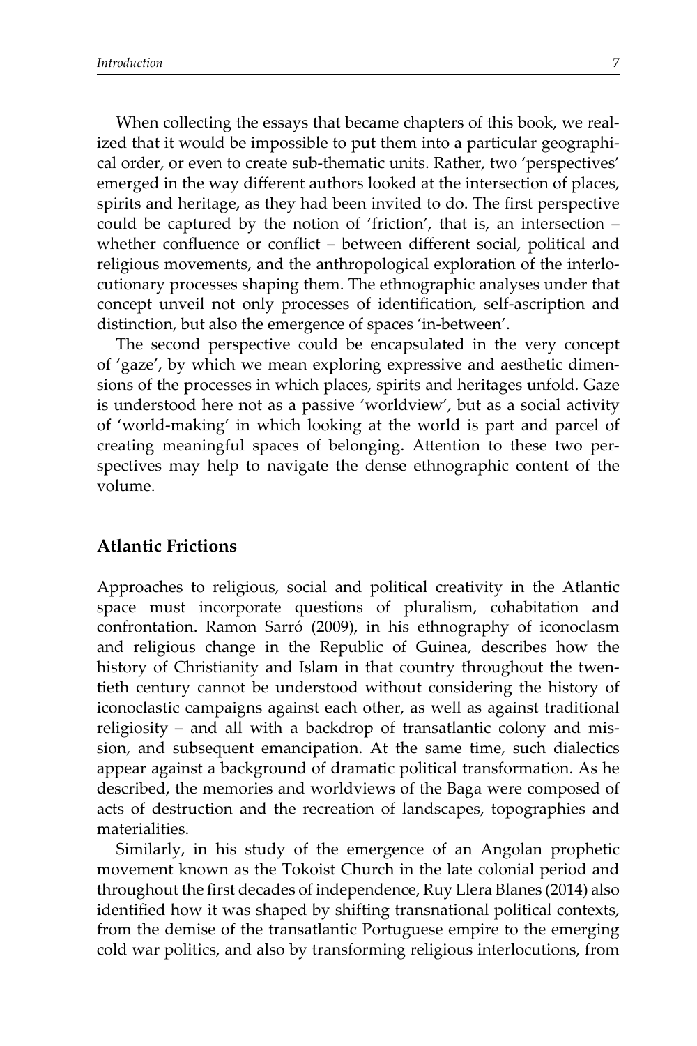When collecting the essays that became chapters of this book, we realized that it would be impossible to put them into a particular geographical order, or even to create sub-thematic units. Rather, two 'perspectives' emerged in the way different authors looked at the intersection of places, spirits and heritage, as they had been invited to do. The first perspective could be captured by the notion of 'friction', that is, an intersection – whether confluence or conflict – between different social, political and religious movements, and the anthropological exploration of the interlocutionary processes shaping them. The ethnographic analyses under that concept unveil not only processes of identification, self-ascription and distinction, but also the emergence of spaces 'in-between'.

The second perspective could be encapsulated in the very concept of 'gaze', by which we mean exploring expressive and aesthetic dimensions of the processes in which places, spirits and heritages unfold. Gaze is understood here not as a passive 'worldview', but as a social activity of 'world-making' in which looking at the world is part and parcel of creating meaningful spaces of belonging. Attention to these two perspectives may help to navigate the dense ethnographic content of the volume.

## Atlantic Frictions

Approaches to religious, social and political creativity in the Atlantic space must incorporate questions of pluralism, cohabitation and confrontation. Ramon Sarró (2009), in his ethnography of iconoclasm and religious change in the Republic of Guinea, describes how the history of Christianity and Islam in that country throughout the twentieth century cannot be understood without considering the history of iconoclastic campaigns against each other, as well as against traditional religiosity – and all with a backdrop of transatlantic colony and mission, and subsequent emancipation. At the same time, such dialectics appear against a background of dramatic political transformation. As he described, the memories and worldviews of the Baga were composed of acts of destruction and the recreation of landscapes, topographies and materialities.

Similarly, in his study of the emergence of an Angolan prophetic movement known as the Tokoist Church in the late colonial period and throughout the first decades of independence, Ruy Llera Blanes (2014) also identified how it was shaped by shifting transnational political contexts, from the demise of the transatlantic Portuguese empire to the emerging cold war politics, and also by transforming religious interlocutions, from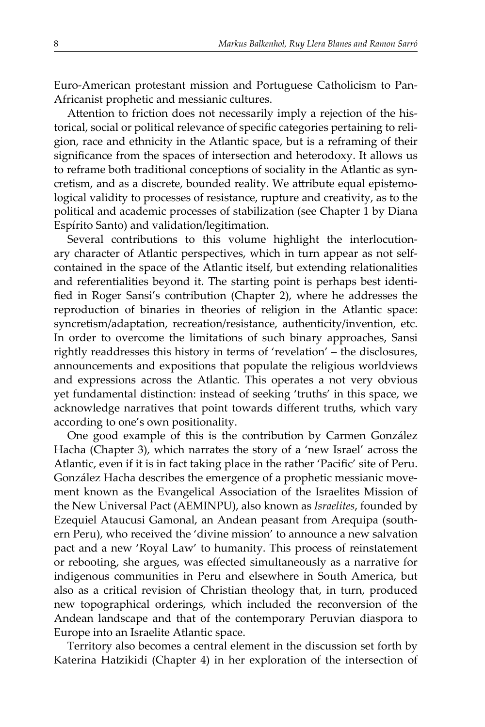Euro-American protestant mission and Portuguese Catholicism to Pan-Africanist prophetic and messianic cultures.

Attention to friction does not necessarily imply a rejection of the historical, social or political relevance of specific categories pertaining to religion, race and ethnicity in the Atlantic space, but is a reframing of their significance from the spaces of intersection and heterodoxy. It allows us to reframe both traditional conceptions of sociality in the Atlantic as syncretism, and as a discrete, bounded reality. We attribute equal epistemological validity to processes of resistance, rupture and creativity, as to the political and academic processes of stabilization (see Chapter 1 by Diana Espírito Santo) and validation/legitimation.

Several contributions to this volume highlight the interlocutionary character of Atlantic perspectives, which in turn appear as not self-contained in the space of the Atlantic itself, but extending relationalities and referentialities beyond it. The starting point is perhaps best identified in Roger Sansi's contribution (Chapter 2), where he addresses the reproduction of binaries in theories of religion in the Atlantic space: syncretism/adaptation, recreation/resistance, authenticity/invention, etc. In order to overcome the limitations of such binary approaches, Sansi rightly readdresses this history in terms of 'revelation' – the disclosures, announcements and expositions that populate the religious worldviews and expressions across the Atlantic. This operates a not very obvious yet fundamental distinction: instead of seeking 'truths' in this space, we acknowledge narratives that point towards different truths, which vary according to one's own positionality.

One good example of this is the contribution by Carmen González Hacha (Chapter 3), which narrates the story of a 'new Israel' across the Atlantic, even if it is in fact taking place in the rather 'Pacific' site of Peru. González Hacha describes the emergence of a prophetic messianic movement known as the Evangelical Association of the Israelites Mission of the New Universal Pact (AEMINPU), also known as *Israelites*, founded by Ezequiel Ataucusi Gamonal, an Andean peasant from Arequipa (southern Peru), who received the 'divine mission' to announce a new salvation pact and a new 'Royal Law' to humanity. This process of reinstatement or rebooting, she argues, was effected simultaneously as a narrative for indigenous communities in Peru and elsewhere in South America, but also as a critical revision of Christian theology that, in turn, produced new topographical orderings, which included the reconversion of the Andean landscape and that of the contemporary Peruvian diaspora to Europe into an Israelite Atlantic space.

Territory also becomes a central element in the discussion set forth by Katerina Hatzikidi (Chapter 4) in her exploration of the intersection of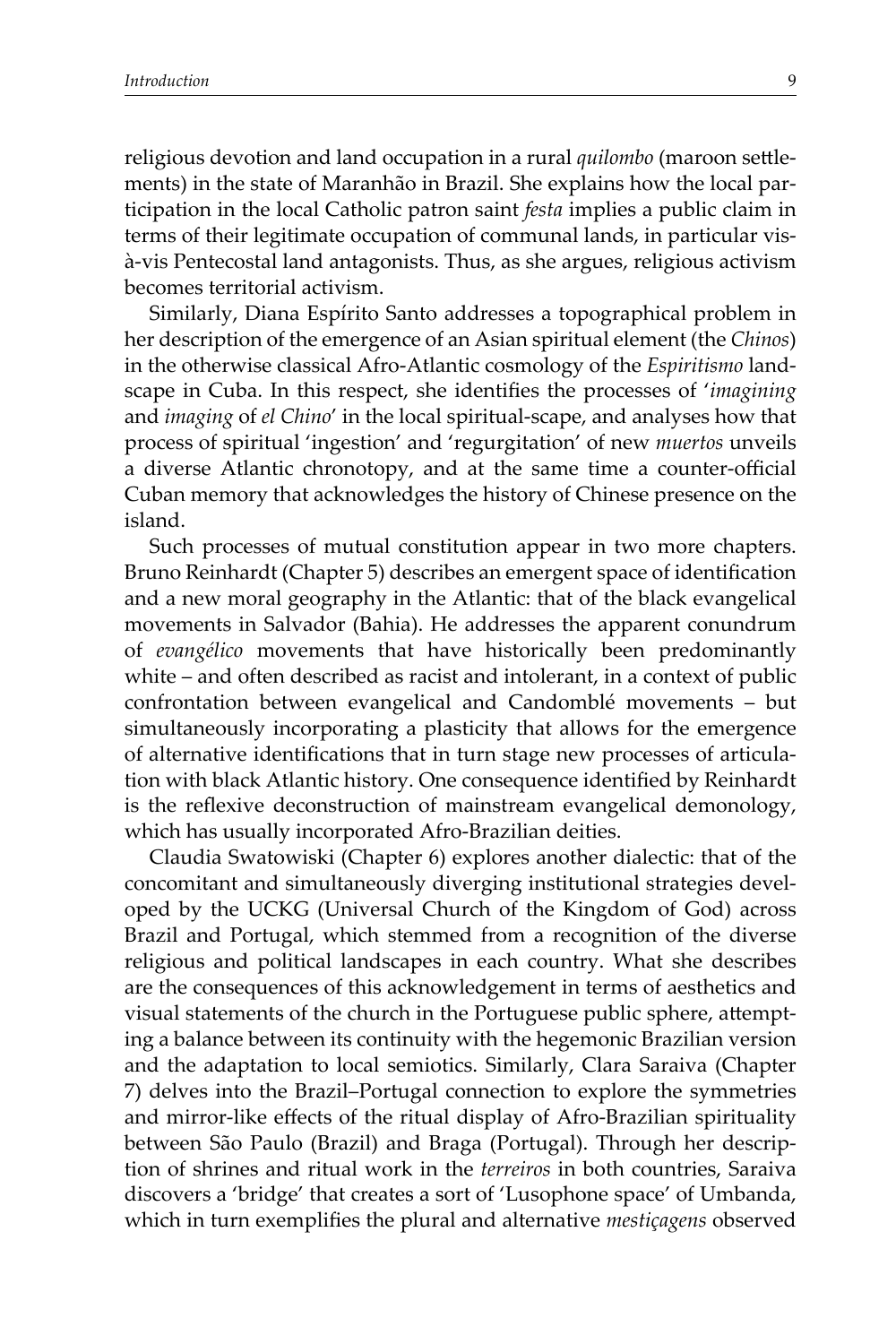religious devotion and land occupation in a rural *quilombo* (maroon settlements) in the state of Maranhão in Brazil. She explains how the local participation in the local Catholic patron saint *festa* implies a public claim in terms of their legitimate occupation of communal lands, in particular vis-à-vis Pentecostal land antagonists. Thus, as she argues, religious activism becomes territorial activism.

Similarly, Diana Espírito Santo addresses a topographical problem in her description of the emergence of an Asian spiritual element (the *Chinos*) in the otherwise classical Afro-Atlantic cosmology of the *Espiritismo* landscape in Cuba. In this respect, she identifies the processes of '*imagining* and *imaging* of *el Chino*' in the local spiritual-scape, and analyses how that process of spiritual 'ingestion' and 'regurgitation' of new *muertos* unveils a diverse Atlantic chronotopy, and at the same time a counter-official Cuban memory that acknowledges the history of Chinese presence on the island.

Such processes of mutual constitution appear in two more chapters. Bruno Reinhardt (Chapter 5) describes an emergent space of identification and a new moral geography in the Atlantic: that of the black evangelical movements in Salvador (Bahia). He addresses the apparent conundrum of *evangélico* movements that have historically been predominantly white – and often described as racist and intolerant, in a context of public confrontation between evangelical and Candomblé movements – but simultaneously incorporating a plasticity that allows for the emergence of alternative identifications that in turn stage new processes of articulation with black Atlantic history. One consequence identified by Reinhardt is the reflexive deconstruction of mainstream evangelical demonology, which has usually incorporated Afro-Brazilian deities.

Claudia Swatowiski (Chapter 6) explores another dialectic: that of the concomitant and simultaneously diverging institutional strategies developed by the UCKG (Universal Church of the Kingdom of God) across Brazil and Portugal, which stemmed from a recognition of the diverse religious and political landscapes in each country. What she describes are the consequences of this acknowledgement in terms of aesthetics and visual statements of the church in the Portuguese public sphere, attempting a balance between its continuity with the hegemonic Brazilian version and the adaptation to local semiotics. Similarly, Clara Saraiva (Chapter 7) delves into the Brazil–Portugal connection to explore the symmetries and mirror-like effects of the ritual display of Afro-Brazilian spirituality between São Paulo (Brazil) and Braga (Portugal). Through her description of shrines and ritual work in the *terreiros* in both countries, Saraiva discovers a 'bridge' that creates a sort of 'Lusophone space' of Umbanda, which in turn exemplifies the plural and alternative *mestiçagens* observed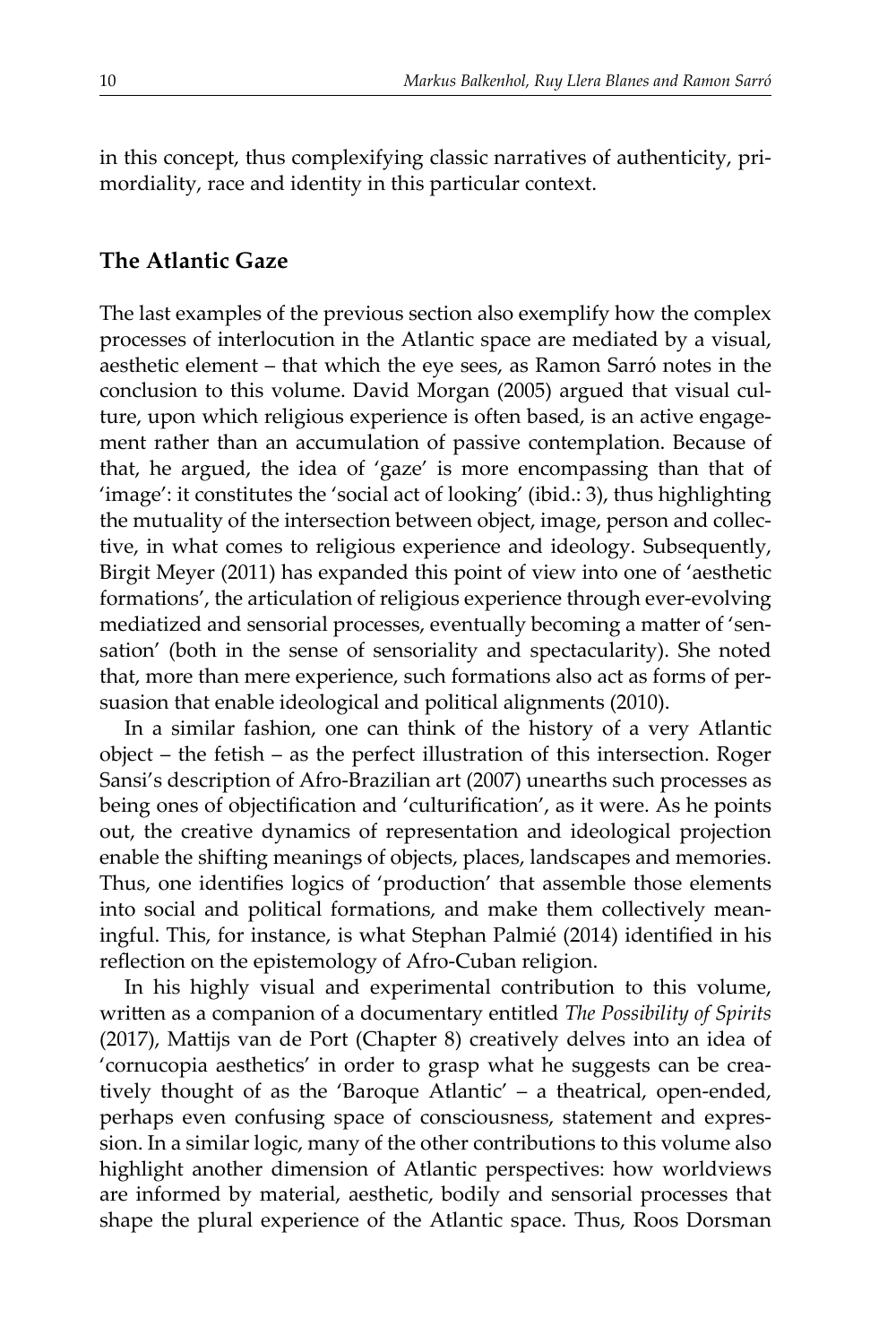in this concept, thus complexifying classic narratives of authenticity, primordiality, race and identity in this particular context.

## The Atlantic Gaze

The last examples of the previous section also exemplify how the complex processes of interlocution in the Atlantic space are mediated by a visual, aesthetic element – that which the eye sees, as Ramon Sarró notes in the conclusion to this volume. David Morgan (2005) argued that visual culture, upon which religious experience is often based, is an active engagement rather than an accumulation of passive contemplation. Because of that, he argued, the idea of 'gaze' is more encompassing than that of 'image': it constitutes the 'social act of looking' (ibid.: 3), thus highlighting the mutuality of the intersection between object, image, person and collective, in what comes to religious experience and ideology. Subsequently, Birgit Meyer (2011) has expanded this point of view into one of 'aesthetic formations', the articulation of religious experience through ever-evolving mediatized and sensorial processes, eventually becoming a matter of 'sensation' (both in the sense of sensoriality and spectacularity). She noted that, more than mere experience, such formations also act as forms of persuasion that enable ideological and political alignments (2010).

In a similar fashion, one can think of the history of a very Atlantic object – the fetish – as the perfect illustration of this intersection. Roger Sansi's description of Afro-Brazilian art (2007) unearths such processes as being ones of objectification and 'culturification', as it were. As he points out, the creative dynamics of representation and ideological projection enable the shifting meanings of objects, places, landscapes and memories. Thus, one identifies logics of 'production' that assemble those elements into social and political formations, and make them collectively meaningful. This, for instance, is what Stephan Palmié (2014) identified in his reflection on the epistemology of Afro-Cuban religion.

In his highly visual and experimental contribution to this volume, written as a companion of a documentary entitled *The Possibility of Spirits* (2017), Mattijs van de Port (Chapter 8) creatively delves into an idea of 'cornucopia aesthetics' in order to grasp what he suggests can be creatively thought of as the 'Baroque Atlantic' – a theatrical, open-ended, perhaps even confusing space of consciousness, statement and expression. In a similar logic, many of the other contributions to this volume also highlight another dimension of Atlantic perspectives: how worldviews are informed by material, aesthetic, bodily and sensorial processes that shape the plural experience of the Atlantic space. Thus, Roos Dorsman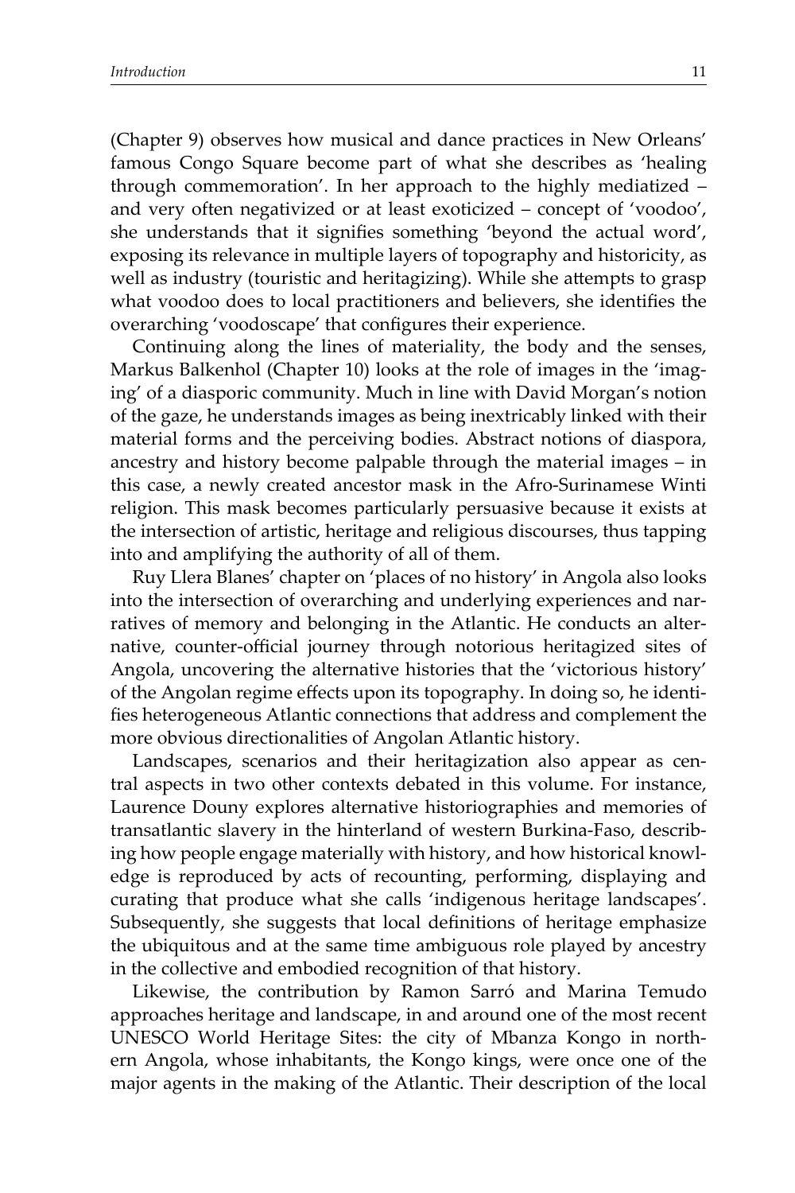(Chapter 9) observes how musical and dance practices in New Orleans' famous Congo Square become part of what she describes as 'healing through commemoration'. In her approach to the highly mediatized – and very often negativized or at least exoticized – concept of 'voodoo', she understands that it signifies something 'beyond the actual word', exposing its relevance in multiple layers of topography and historicity, as well as industry (touristic and heritagizing). While she attempts to grasp what voodoo does to local practitioners and believers, she identifies the overarching 'voodoscape' that configures their experience.

Continuing along the lines of materiality, the body and the senses, Markus Balkenhol (Chapter 10) looks at the role of images in the 'imaging' of a diasporic community. Much in line with David Morgan's notion of the gaze, he understands images as being inextricably linked with their material forms and the perceiving bodies. Abstract notions of diaspora, ancestry and history become palpable through the material images – in this case, a newly created ancestor mask in the Afro-Surinamese Winti religion. This mask becomes particularly persuasive because it exists at the intersection of artistic, heritage and religious discourses, thus tapping into and amplifying the authority of all of them.

Ruy Llera Blanes' chapter on 'places of no history' in Angola also looks into the intersection of overarching and underlying experiences and narratives of memory and belonging in the Atlantic. He conducts an alternative, counter-official journey through notorious heritagized sites of Angola, uncovering the alternative histories that the 'victorious history' of the Angolan regime effects upon its topography. In doing so, he identifies heterogeneous Atlantic connections that address and complement the more obvious directionalities of Angolan Atlantic history.

Landscapes, scenarios and their heritagization also appear as central aspects in two other contexts debated in this volume. For instance, Laurence Douny explores alternative historiographies and memories of transatlantic slavery in the hinterland of western Burkina-Faso, describing how people engage materially with history, and how historical knowledge is reproduced by acts of recounting, performing, displaying and curating that produce what she calls 'indigenous heritage landscapes'. Subsequently, she suggests that local definitions of heritage emphasize the ubiquitous and at the same time ambiguous role played by ancestry in the collective and embodied recognition of that history.

Likewise, the contribution by Ramon Sarró and Marina Temudo approaches heritage and landscape, in and around one of the most recent UNESCO World Heritage Sites: the city of Mbanza Kongo in northern Angola, whose inhabitants, the Kongo kings, were once one of the major agents in the making of the Atlantic. Their description of the local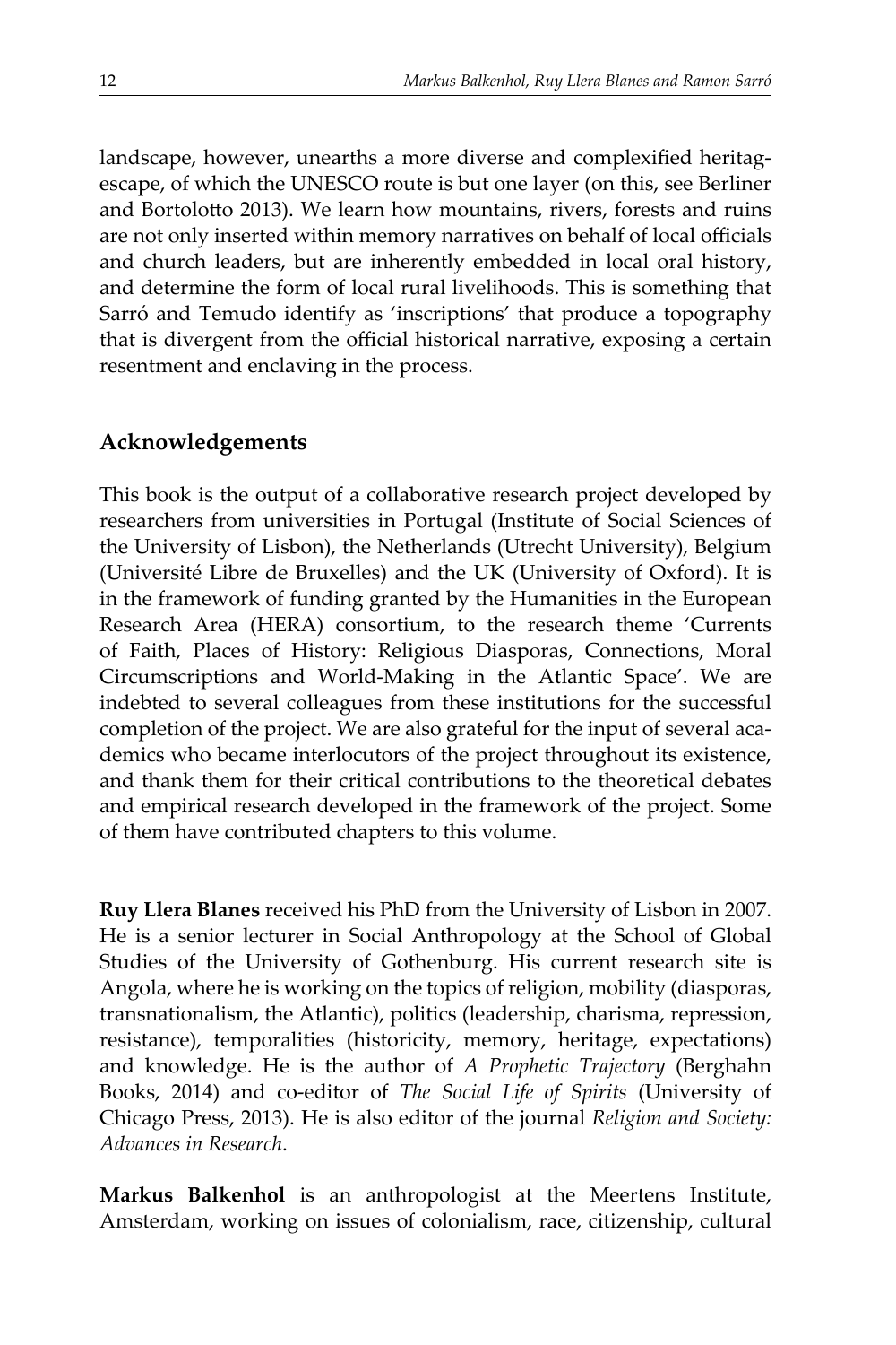landscape, however, unearths a more diverse and complexified heritagescape, of which the UNESCO route is but one layer (on this, see Berliner and Bortolotto 2013). We learn how mountains, rivers, forests and ruins are not only inserted within memory narratives on behalf of local officials and church leaders, but are inherently embedded in local oral history, and determine the form of local rural livelihoods. This is something that Sarró and Temudo identify as 'inscriptions' that produce a topography that is divergent from the official historical narrative, exposing a certain resentment and enclaving in the process.

## Acknowledgements

This book is the output of a collaborative research project developed by researchers from universities in Portugal (Institute of Social Sciences of the University of Lisbon), the Netherlands (Utrecht University), Belgium (Université Libre de Bruxelles) and the UK (University of Oxford). It is in the framework of funding granted by the Humanities in the European Research Area (HERA) consortium, to the research theme 'Currents of Faith, Places of History: Religious Diasporas, Connections, Moral Circumscriptions and World-Making in the Atlantic Space'. We are indebted to several colleagues from these institutions for the successful completion of the project. We are also grateful for the input of several academics who became interlocutors of the project throughout its existence, and thank them for their critical contributions to the theoretical debates and empirical research developed in the framework of the project. Some of them have contributed chapters to this volume.

**Ruy Llera Blanes** received his PhD from the University of Lisbon in 2007. He is a senior lecturer in Social Anthropology at the School of Global Studies of the University of Gothenburg. His current research site is Angola, where he is working on the topics of religion, mobility (diasporas, transnationalism, the Atlantic), politics (leadership, charisma, repression, resistance), temporalities (historicity, memory, heritage, expectations) and knowledge. He is the author of *A Prophetic Trajectory* (Berghahn Books, 2014) and co-editor of *The Social Life of Spirits* (University of Chicago Press, 2013). He is also editor of the journal *Religion and Society: Advances in Research*.

**Markus Balkenhol** is an anthropologist at the Meertens Institute, Amsterdam, working on issues of colonialism, race, citizenship, cultural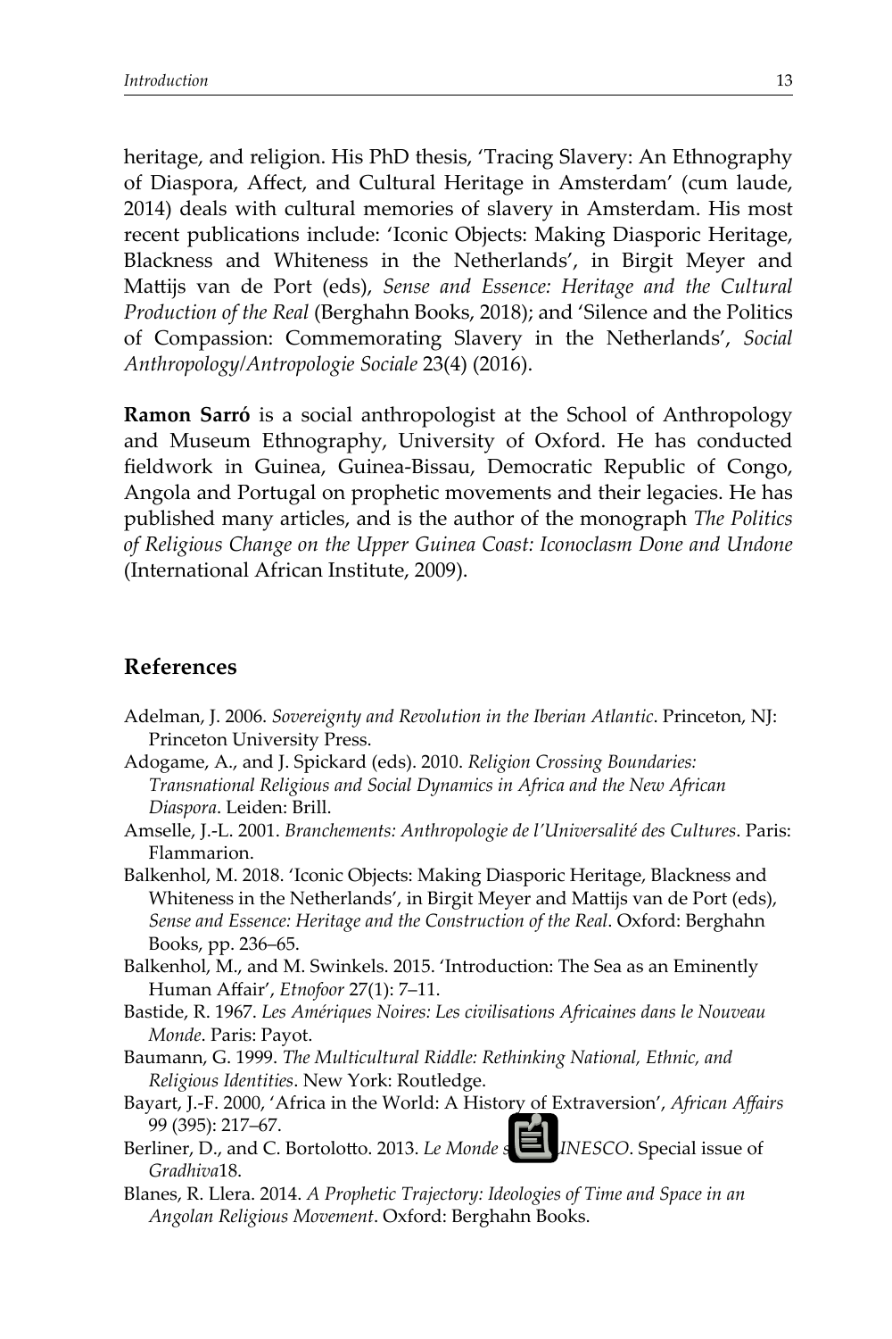heritage, and religion. His PhD thesis, 'Tracing Slavery: An Ethnography of Diaspora, Affect, and Cultural Heritage in Amsterdam' (cum laude, 2014) deals with cultural memories of slavery in Amsterdam. His most recent publications include: 'Iconic Objects: Making Diasporic Heritage, Blackness and Whiteness in the Netherlands', in Birgit Meyer and Mattijs van de Port (eds), *Sense and Essence: Heritage and the Cultural Production of the Real* (Berghahn Books, 2018); and 'Silence and the Politics of Compassion: Commemorating Slavery in the Netherlands', *Social Anthropology/Antropologie Sociale* 23(4) (2016).

**Ramon Sarró** is a social anthropologist at the School of Anthropology and Museum Ethnography, University of Oxford. He has conducted fieldwork in Guinea, Guinea-Bissau, Democratic Republic of Congo, Angola and Portugal on prophetic movements and their legacies. He has published many articles, and is the author of the monograph *The Politics of Religious Change on the Upper Guinea Coast: Iconoclasm Done and Undone* (International African Institute, 2009).

## References

Adelman, J. 2006. *Sovereignty and Revolution in the Iberian Atlantic*. Princeton, NJ: Princeton University Press.

Adogame, A., and J. Spickard (eds). 2010. *Religion Crossing Boundaries: Transnational Religious and Social Dynamics in Africa and the New African Diaspora*. Leiden: Brill.

Amselle, J.-L. 2001. *Branchements: Anthropologie de l'Universalité des Cultures*. Paris: Flammarion.

Balkenhol, M. 2018. 'Iconic Objects: Making Diasporic Heritage, Blackness and Whiteness in the Netherlands', in Birgit Meyer and Mattijs van de Port (eds), *Sense and Essence: Heritage and the Construction of the Real*. Oxford: Berghahn Books, pp. 236–65.

Balkenhol, M., and M. Swinkels. 2015. 'Introduction: The Sea as an Eminently Human Affair', *Etnofoor* 27(1): 7–11.

Bastide, R. 1967. *Les Amériques Noires: Les civilisations Africaines dans le Nouveau Monde*. Paris: Payot.

Baumann, G. 1999. *The Multicultural Riddle: Rethinking National, Ethnic, and Religious Identities*. New York: Routledge.

Bayart, J.-F. 2000, 'Africa in the World: A History of Extraversion', *African Affairs* 99 (395): 217–67.

Berliner, D., and C. Bortolotto. 2013. *Le Monde s… UNESCO*. Special issue of *Gradhiva*18.

Blanes, R. Llera. 2014. *A Prophetic Trajectory: Ideologies of Time and Space in an Angolan Religious Movement*. Oxford: Berghahn Books.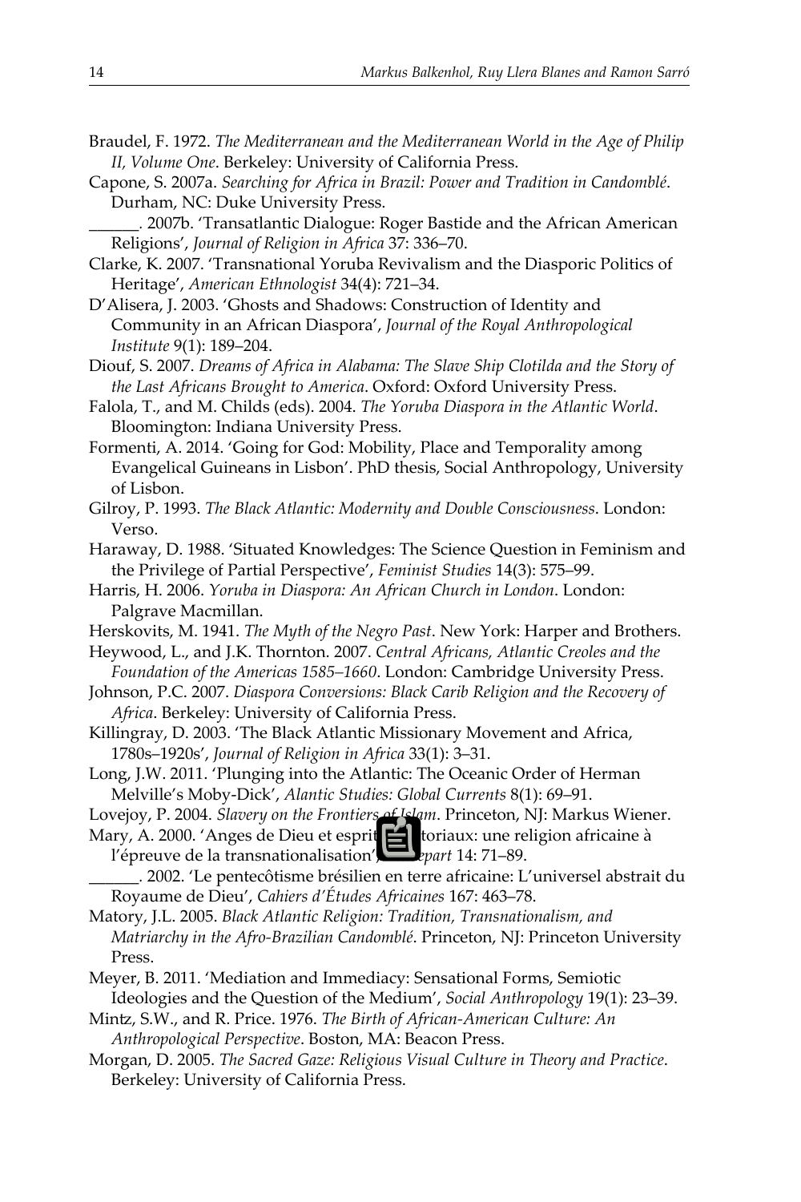Braudel, F. 1972. *The Mediterranean and the Mediterranean World in the Age of Philip II, Volume One*. Berkeley: University of California Press.

Capone, S. 2007a. *Searching for Africa in Brazil: Power and Tradition in Candomblé*. Durham, NC: Duke University Press.

______. 2007b. 'Transatlantic Dialogue: Roger Bastide and the African American Religions', *Journal of Religion in Africa* 37: 336–70.

Clarke, K. 2007. 'Transnational Yoruba Revivalism and the Diasporic Politics of Heritage', *American Ethnologist* 34(4): 721–34.

D'Alisera, J. 2003. 'Ghosts and Shadows: Construction of Identity and Community in an African Diaspora', *Journal of the Royal Anthropological Institute* 9(1): 189–204.

Diouf, S. 2007. *Dreams of Africa in Alabama: The Slave Ship Clotilda and the Story of the Last Africans Brought to America*. Oxford: Oxford University Press.

Falola, T., and M. Childs (eds). 2004. *The Yoruba Diaspora in the Atlantic World*. Bloomington: Indiana University Press.

Formenti, A. 2014. 'Going for God: Mobility, Place and Temporality among Evangelical Guineans in Lisbon'. PhD thesis, Social Anthropology, University of Lisbon.

Gilroy, P. 1993. *The Black Atlantic: Modernity and Double Consciousness*. London: Verso.

Haraway, D. 1988. 'Situated Knowledges: The Science Question in Feminism and the Privilege of Partial Perspective', *Feminist Studies* 14(3): 575–99.

Harris, H. 2006. *Yoruba in Diaspora: An African Church in London*. London: Palgrave Macmillan.

Herskovits, M. 1941. *The Myth of the Negro Past*. New York: Harper and Brothers.

Heywood, L., and J.K. Thornton. 2007. *Central Africans, Atlantic Creoles and the Foundation of the Americas 1585–1660*. London: Cambridge University Press.

Johnson, P.C. 2007. *Diaspora Conversions: Black Carib Religion and the Recovery of Africa*. Berkeley: University of California Press.

Killingray, D. 2003. 'The Black Atlantic Missionary Movement and Africa, 1780s–1920s', *Journal of Religion in Africa* 33(1): 3–31.

Long, J.W. 2011. 'Plunging into the Atlantic: The Oceanic Order of Herman Melville's Moby-Dick', *Alantic Studies: Global Currents* 8(1): 69–91.

Lovejoy, P. 2004. *Slavery on the Frontiers of Islam*. Princeton, NJ: Markus Wiener.

Mary, A. 2000. 'Anges de Dieu et esprits [...]toriaux: une religion africaine à l'épreuve de la transnationalisation', [...]*epart* 14: 71–89.

______. 2002. 'Le pentecôtisme brésilien en terre africaine: L'universel abstrait du Royaume de Dieu', *Cahiers d'Études Africaines* 167: 463–78.

Matory, J.L. 2005. *Black Atlantic Religion: Tradition, Transnationalism, and Matriarchy in the Afro-Brazilian Candomblé*. Princeton, NJ: Princeton University Press.

Meyer, B. 2011. 'Mediation and Immediacy: Sensational Forms, Semiotic Ideologies and the Question of the Medium', *Social Anthropology* 19(1): 23–39.

Mintz, S.W., and R. Price. 1976. *The Birth of African-American Culture: An Anthropological Perspective*. Boston, MA: Beacon Press.

Morgan, D. 2005. *The Sacred Gaze: Religious Visual Culture in Theory and Practice*. Berkeley: University of California Press.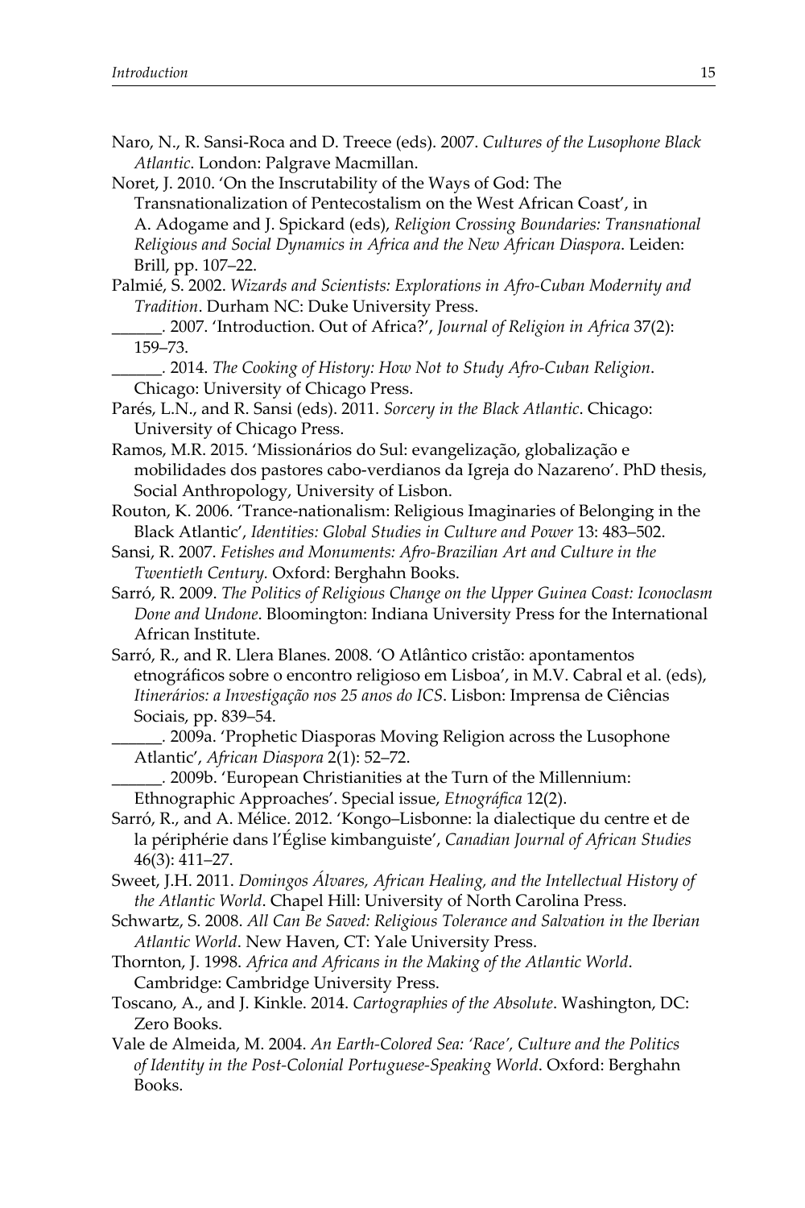Naro, N., R. Sansi-Roca and D. Treece (eds). 2007. *Cultures of the Lusophone Black Atlantic*. London: Palgrave Macmillan.

Noret, J. 2010. 'On the Inscrutability of the Ways of God: The Transnationalization of Pentecostalism on the West African Coast', in A. Adogame and J. Spickard (eds), *Religion Crossing Boundaries: Transnational Religious and Social Dynamics in Africa and the New African Diaspora*. Leiden: Brill, pp. 107–22.

Palmié, S. 2002. *Wizards and Scientists: Explorations in Afro-Cuban Modernity and Tradition*. Durham NC: Duke University Press.

______. 2007. 'Introduction. Out of Africa?', *Journal of Religion in Africa* 37(2): 159–73.

______. 2014. *The Cooking of History: How Not to Study Afro-Cuban Religion*. Chicago: University of Chicago Press.

Parés, L.N., and R. Sansi (eds). 2011. *Sorcery in the Black Atlantic*. Chicago: University of Chicago Press.

Ramos, M.R. 2015. 'Missionários do Sul: evangelização, globalização e mobilidades dos pastores cabo-verdianos da Igreja do Nazareno'. PhD thesis, Social Anthropology, University of Lisbon.

Routon, K. 2006. 'Trance-nationalism: Religious Imaginaries of Belonging in the Black Atlantic', *Identities: Global Studies in Culture and Power* 13: 483–502.

Sansi, R. 2007. *Fetishes and Monuments: Afro-Brazilian Art and Culture in the Twentieth Century.* Oxford: Berghahn Books.

Sarró, R. 2009. *The Politics of Religious Change on the Upper Guinea Coast: Iconoclasm Done and Undone*. Bloomington: Indiana University Press for the International African Institute.

Sarró, R., and R. Llera Blanes. 2008. 'O Atlântico cristão: apontamentos etnográficos sobre o encontro religioso em Lisboa', in M.V. Cabral et al. (eds), *Itinerários: a Investigação nos 25 anos do ICS*. Lisbon: Imprensa de Ciências Sociais, pp. 839–54.

______. 2009a. 'Prophetic Diasporas Moving Religion across the Lusophone Atlantic', *African Diaspora* 2(1): 52–72.

______. 2009b. 'European Christianities at the Turn of the Millennium: Ethnographic Approaches'. Special issue, *Etnográfica* 12(2).

Sarró, R., and A. Mélice. 2012. 'Kongo–Lisbonne: la dialectique du centre et de la périphérie dans l'Église kimbanguiste', *Canadian Journal of African Studies* 46(3): 411–27.

Sweet, J.H. 2011. *Domingos Álvares, African Healing, and the Intellectual History of the Atlantic World*. Chapel Hill: University of North Carolina Press.

Schwartz, S. 2008. *All Can Be Saved: Religious Tolerance and Salvation in the Iberian Atlantic World*. New Haven, CT: Yale University Press.

Thornton, J. 1998. *Africa and Africans in the Making of the Atlantic World*. Cambridge: Cambridge University Press.

Toscano, A., and J. Kinkle. 2014. *Cartographies of the Absolute*. Washington, DC: Zero Books.

Vale de Almeida, M. 2004. *An Earth-Colored Sea: 'Race', Culture and the Politics of Identity in the Post-Colonial Portuguese-Speaking World*. Oxford: Berghahn Books.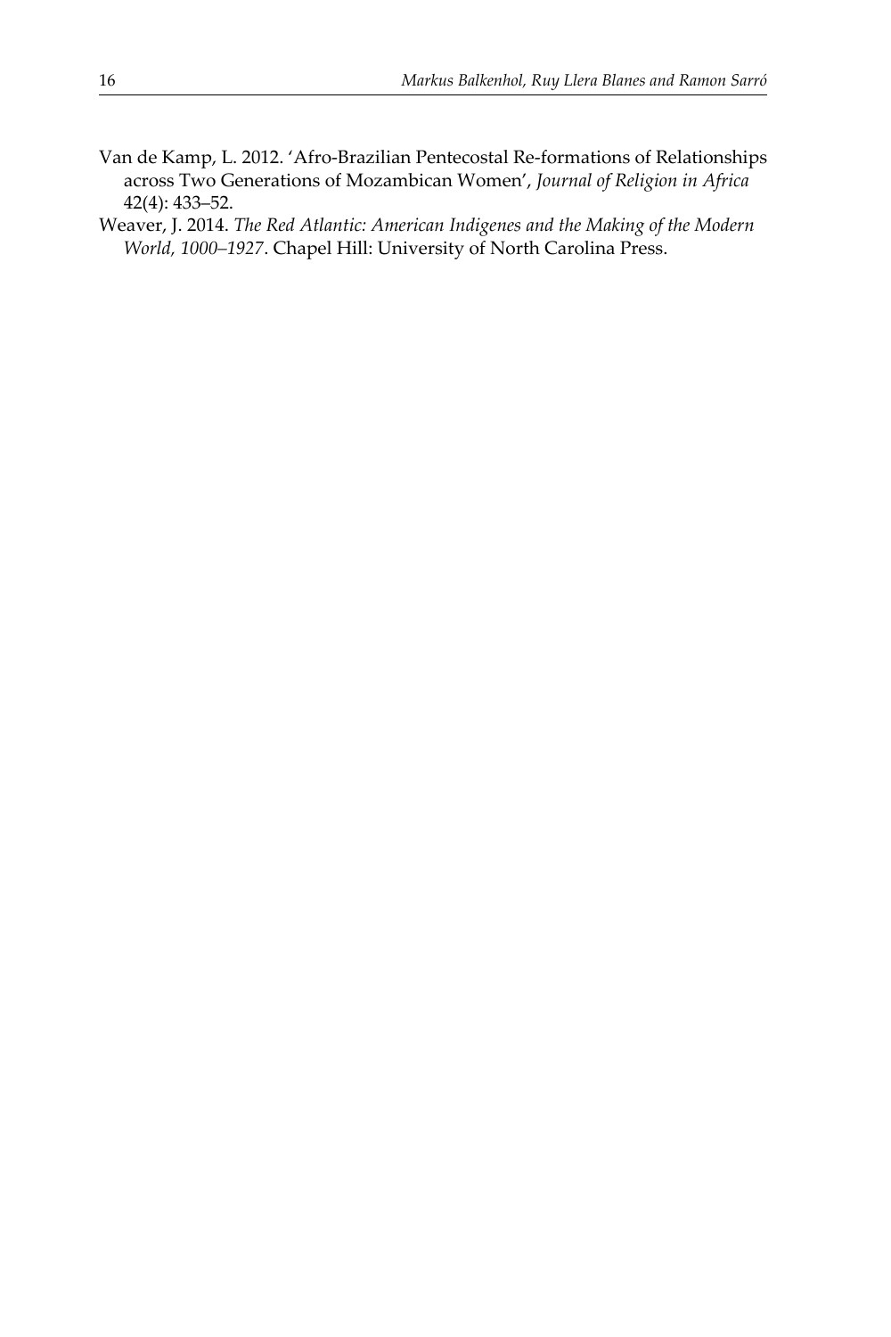Van de Kamp, L. 2012. 'Afro-Brazilian Pentecostal Re-formations of Relationships across Two Generations of Mozambican Women', *Journal of Religion in Africa* 42(4): 433–52.

Weaver, J. 2014. *The Red Atlantic: American Indigenes and the Making of the Modern World, 1000–1927*. Chapel Hill: University of North Carolina Press.